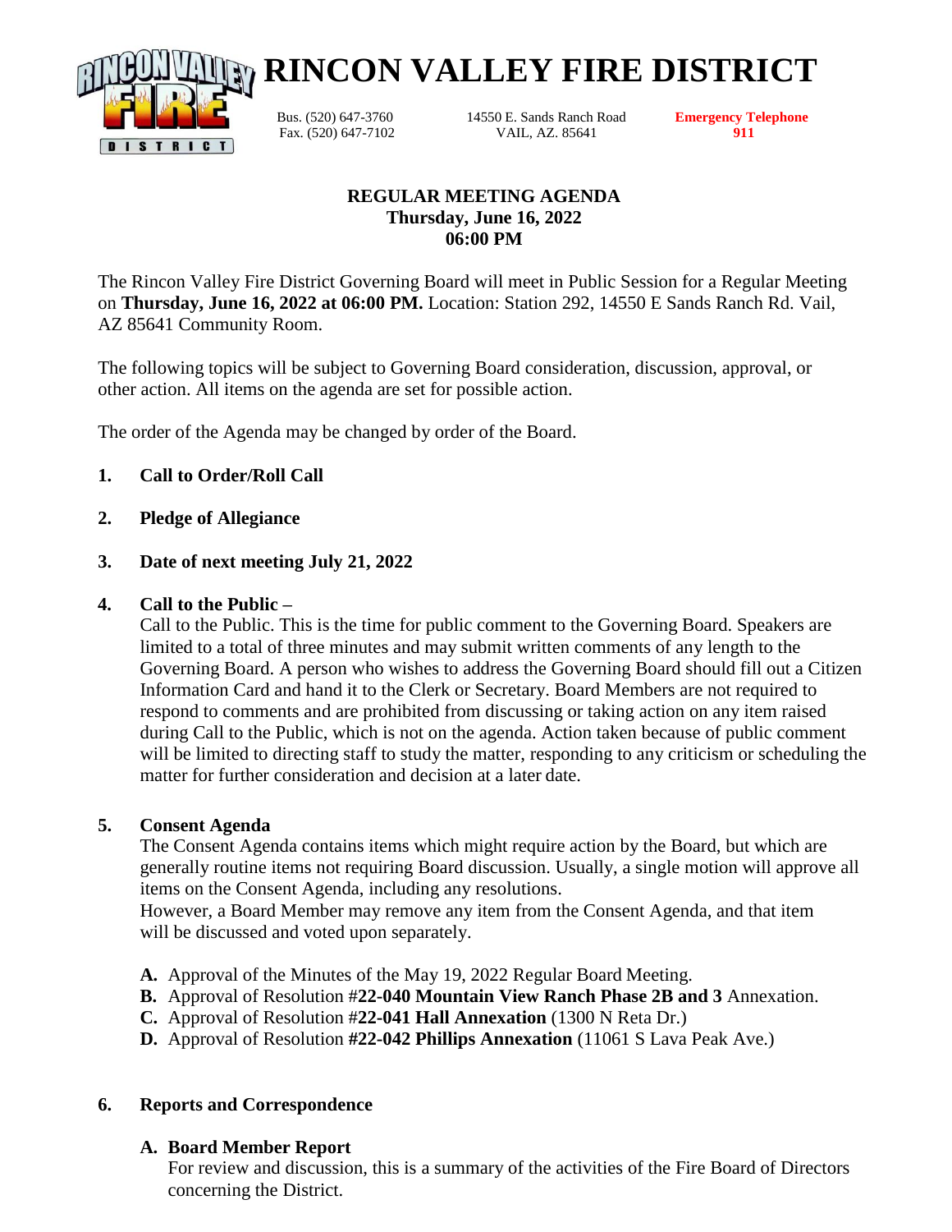# RINCON VALLEY FIRE DISTRICT

Bus. (520) 647-3760
Fax. (520) 647-7102

14550 E. Sands Ranch Road
VAIL, AZ. 85641

**Emergency Telephone**
**911**

## REGULAR MEETING AGENDA
**Thursday, June 16, 2022**
**06:00 PM**

The Rincon Valley Fire District Governing Board will meet in Public Session for a Regular Meeting on **Thursday, June 16, 2022 at 06:00 PM.** Location: Station 292, 14550 E Sands Ranch Rd. Vail, AZ 85641 Community Room.

The following topics will be subject to Governing Board consideration, discussion, approval, or other action. All items on the agenda are set for possible action.

The order of the Agenda may be changed by order of the Board.

1. **Call to Order/Roll Call**

2. **Pledge of Allegiance**

3. **Date of next meeting July 21, 2022**

4. **Call to the Public –**
   Call to the Public. This is the time for public comment to the Governing Board. Speakers are limited to a total of three minutes and may submit written comments of any length to the Governing Board. A person who wishes to address the Governing Board should fill out a Citizen Information Card and hand it to the Clerk or Secretary. Board Members are not required to respond to comments and are prohibited from discussing or taking action on any item raised during Call to the Public, which is not on the agenda. Action taken because of public comment will be limited to directing staff to study the matter, responding to any criticism or scheduling the matter for further consideration and decision at a later date.

5. **Consent Agenda**
   The Consent Agenda contains items which might require action by the Board, but which are generally routine items not requiring Board discussion. Usually, a single motion will approve all items on the Consent Agenda, including any resolutions.
   However, a Board Member may remove any item from the Consent Agenda, and that item will be discussed and voted upon separately.

   **A.** Approval of the Minutes of the May 19, 2022 Regular Board Meeting.
   **B.** Approval of Resolution #**22-040 Mountain View Ranch Phase 2B and 3** Annexation.
   **C.** Approval of Resolution #**22-041 Hall Annexation** (1300 N Reta Dr.)
   **D.** Approval of Resolution **#22-042 Phillips Annexation** (11061 S Lava Peak Ave.)

6. **Reports and Correspondence**

   **A. Board Member Report**
   For review and discussion, this is a summary of the activities of the Fire Board of Directors concerning the District.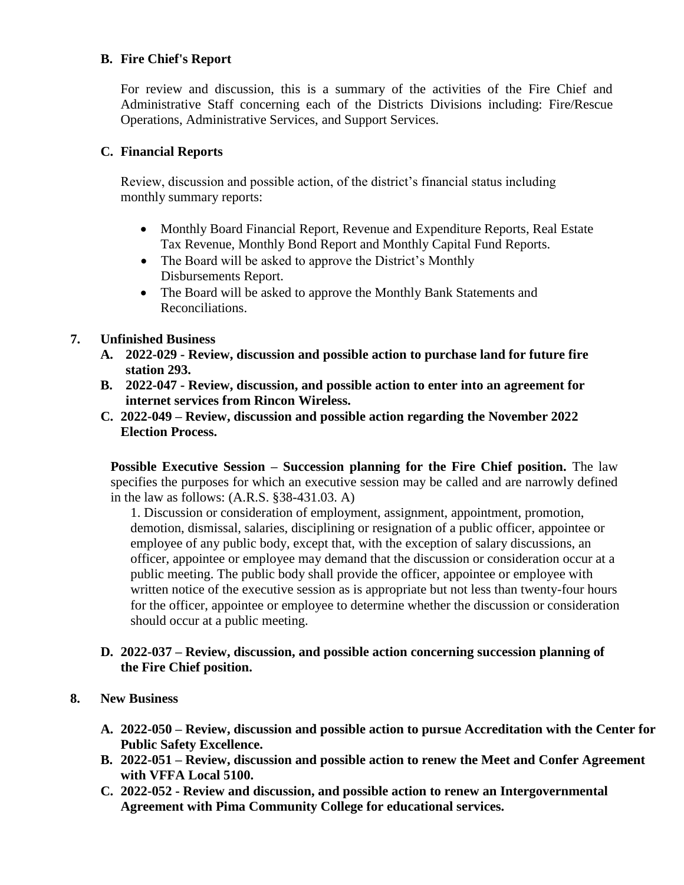**B. Fire Chief's Report**

For review and discussion, this is a summary of the activities of the Fire Chief and Administrative Staff concerning each of the Districts Divisions including: Fire/Rescue Operations, Administrative Services, and Support Services.

**C. Financial Reports**

Review, discussion and possible action, of the district's financial status including monthly summary reports:

- Monthly Board Financial Report, Revenue and Expenditure Reports, Real Estate Tax Revenue, Monthly Bond Report and Monthly Capital Fund Reports.
- The Board will be asked to approve the District's Monthly Disbursements Report.
- The Board will be asked to approve the Monthly Bank Statements and Reconciliations.

**7. Unfinished Business**

**A. 2022-029 - Review, discussion and possible action to purchase land for future fire station 293.**

**B. 2022-047 - Review, discussion, and possible action to enter into an agreement for internet services from Rincon Wireless.**

**C. 2022-049 – Review, discussion and possible action regarding the November 2022 Election Process.**

**Possible Executive Session – Succession planning for the Fire Chief position.** The law specifies the purposes for which an executive session may be called and are narrowly defined in the law as follows: (A.R.S. §38-431.03. A)

1. Discussion or consideration of employment, assignment, appointment, promotion, demotion, dismissal, salaries, disciplining or resignation of a public officer, appointee or employee of any public body, except that, with the exception of salary discussions, an officer, appointee or employee may demand that the discussion or consideration occur at a public meeting. The public body shall provide the officer, appointee or employee with written notice of the executive session as is appropriate but not less than twenty-four hours for the officer, appointee or employee to determine whether the discussion or consideration should occur at a public meeting.

**D. 2022-037 – Review, discussion, and possible action concerning succession planning of the Fire Chief position.**

**8. New Business**

**A. 2022-050 – Review, discussion and possible action to pursue Accreditation with the Center for Public Safety Excellence.**

**B. 2022-051 – Review, discussion and possible action to renew the Meet and Confer Agreement with VFFA Local 5100.**

**C. 2022-052 - Review and discussion, and possible action to renew an Intergovernmental Agreement with Pima Community College for educational services.**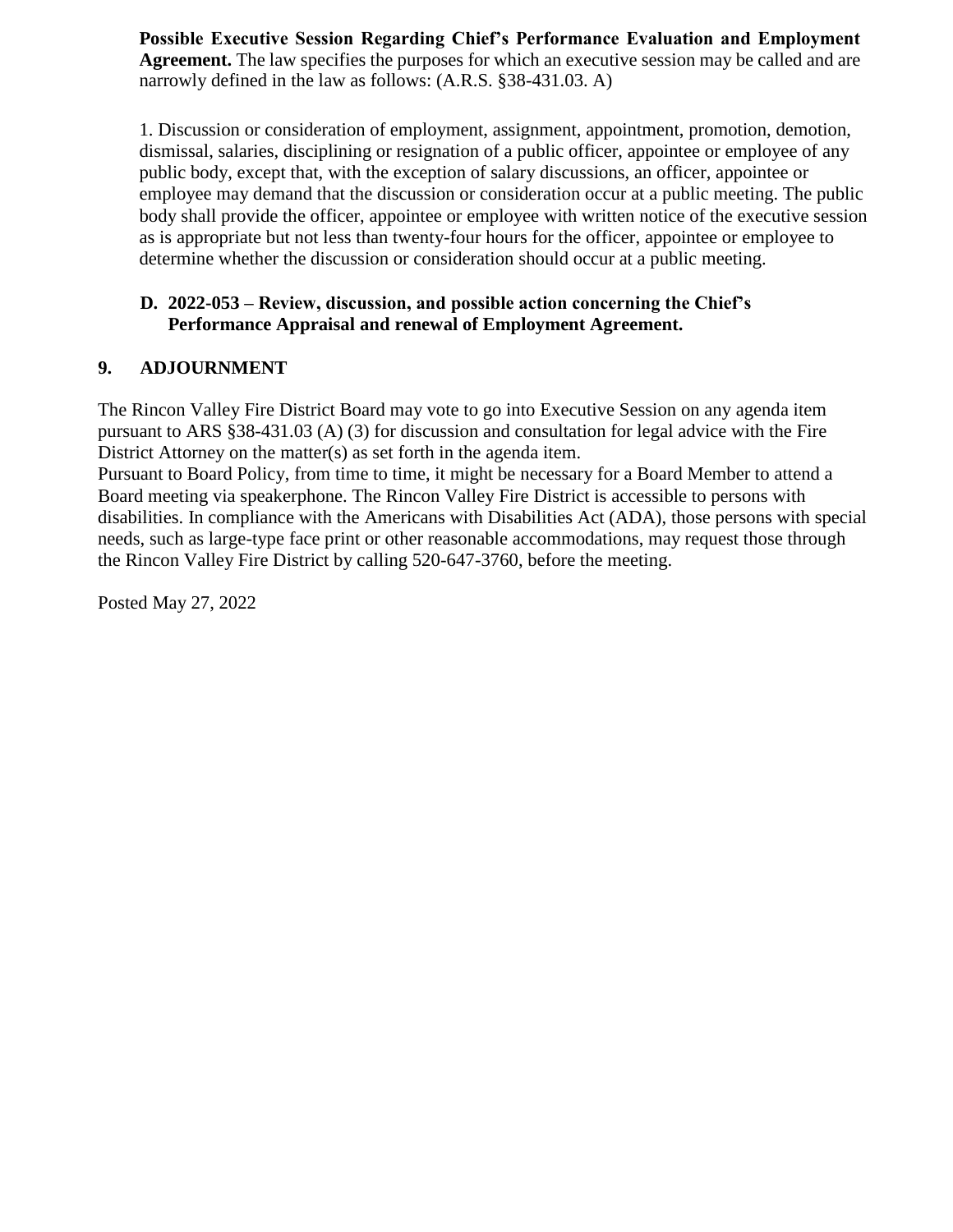**Possible Executive Session Regarding Chief's Performance Evaluation and Employment Agreement.** The law specifies the purposes for which an executive session may be called and are narrowly defined in the law as follows: (A.R.S. §38-431.03. A)

1. Discussion or consideration of employment, assignment, appointment, promotion, demotion, dismissal, salaries, disciplining or resignation of a public officer, appointee or employee of any public body, except that, with the exception of salary discussions, an officer, appointee or employee may demand that the discussion or consideration occur at a public meeting. The public body shall provide the officer, appointee or employee with written notice of the executive session as is appropriate but not less than twenty-four hours for the officer, appointee or employee to determine whether the discussion or consideration should occur at a public meeting.

**D. 2022-053 – Review, discussion, and possible action concerning the Chief's Performance Appraisal and renewal of Employment Agreement.**

## 9. ADJOURNMENT

The Rincon Valley Fire District Board may vote to go into Executive Session on any agenda item pursuant to ARS §38-431.03 (A) (3) for discussion and consultation for legal advice with the Fire District Attorney on the matter(s) as set forth in the agenda item.
Pursuant to Board Policy, from time to time, it might be necessary for a Board Member to attend a Board meeting via speakerphone. The Rincon Valley Fire District is accessible to persons with disabilities. In compliance with the Americans with Disabilities Act (ADA), those persons with special needs, such as large-type face print or other reasonable accommodations, may request those through the Rincon Valley Fire District by calling 520-647-3760, before the meeting.

Posted May 27, 2022